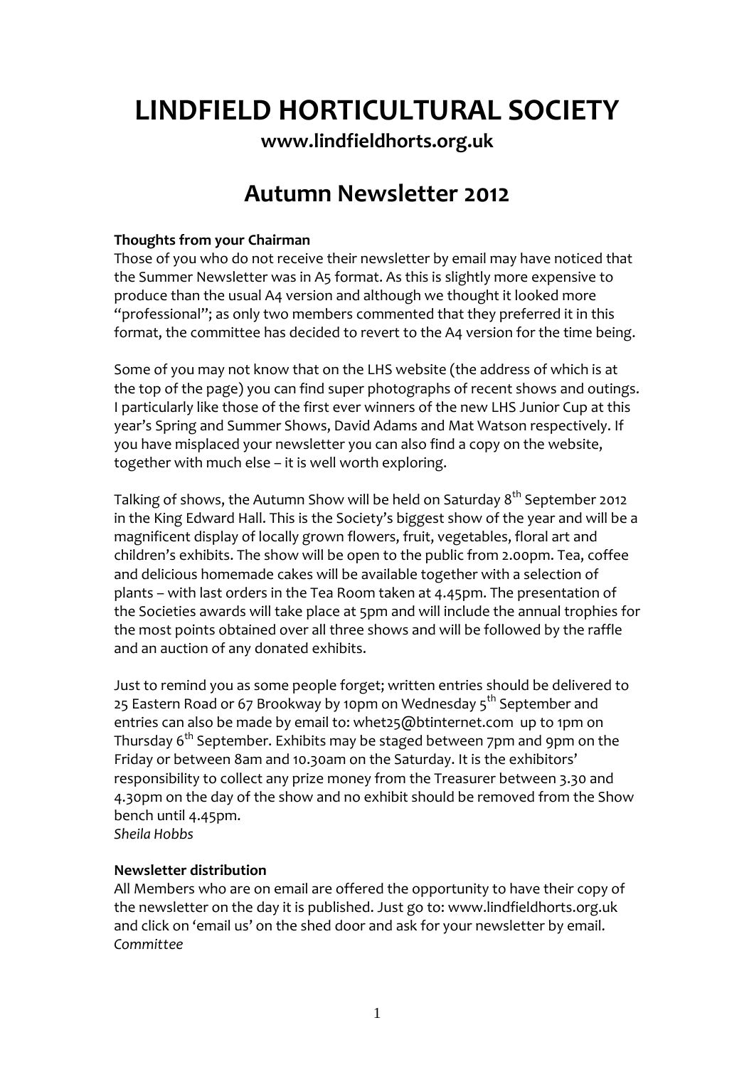# LINDFIELD HORTICULTURAL SOCIETY

**www.lindfieldhorts.org.uk**

## Autumn Newsletter 2012

**Thoughts from your Chairman**

Those of you who do not receive their newsletter by email may have noticed that the Summer Newsletter was in A5 format. As this is slightly more expensive to produce than the usual A4 version and although we thought it looked more "professional"; as only two members commented that they preferred it in this format, the committee has decided to revert to the A4 version for the time being.

Some of you may not know that on the LHS website (the address of which is at the top of the page) you can find super photographs of recent shows and outings. I particularly like those of the first ever winners of the new LHS Junior Cup at this year's Spring and Summer Shows, David Adams and Mat Watson respectively. If you have misplaced your newsletter you can also find a copy on the website, together with much else – it is well worth exploring.

Talking of shows, the Autumn Show will be held on Saturday 8th September 2012 in the King Edward Hall. This is the Society's biggest show of the year and will be a magnificent display of locally grown flowers, fruit, vegetables, floral art and children's exhibits. The show will be open to the public from 2.00pm. Tea, coffee and delicious homemade cakes will be available together with a selection of plants – with last orders in the Tea Room taken at 4.45pm. The presentation of the Societies awards will take place at 5pm and will include the annual trophies for the most points obtained over all three shows and will be followed by the raffle and an auction of any donated exhibits.

Just to remind you as some people forget; written entries should be delivered to 25 Eastern Road or 67 Brookway by 10pm on Wednesday 5th September and entries can also be made by email to: whet25@btinternet.com up to 1pm on Thursday 6th September. Exhibits may be staged between 7pm and 9pm on the Friday or between 8am and 10.30am on the Saturday. It is the exhibitors' responsibility to collect any prize money from the Treasurer between 3.30 and 4.30pm on the day of the show and no exhibit should be removed from the Show bench until 4.45pm.
*Sheila Hobbs*

**Newsletter distribution**

All Members who are on email are offered the opportunity to have their copy of the newsletter on the day it is published. Just go to: www.lindfieldhorts.org.uk and click on 'email us' on the shed door and ask for your newsletter by email.
*Committee*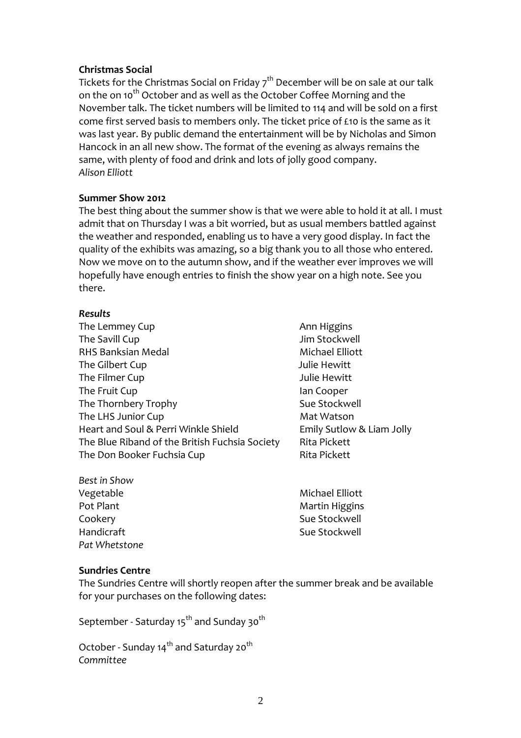**Christmas Social**

Tickets for the Christmas Social on Friday 7th December will be on sale at our talk on the on 10th October and as well as the October Coffee Morning and the November talk. The ticket numbers will be limited to 114 and will be sold on a first come first served basis to members only. The ticket price of £10 is the same as it was last year. By public demand the entertainment will be by Nicholas and Simon Hancock in an all new show. The format of the evening as always remains the same, with plenty of food and drink and lots of jolly good company.

*Alison Elliott*

**Summer Show 2012**

The best thing about the summer show is that we were able to hold it at all. I must admit that on Thursday I was a bit worried, but as usual members battled against the weather and responded, enabling us to have a very good display. In fact the quality of the exhibits was amazing, so a big thank you to all those who entered. Now we move on to the autumn show, and if the weather ever improves we will hopefully have enough entries to finish the show year on a high note. See you there.

***Results***

| | |
|---|---|
| The Lemmey Cup | Ann Higgins |
| The Savill Cup | Jim Stockwell |
| RHS Banksian Medal | Michael Elliott |
| The Gilbert Cup | Julie Hewitt |
| The Filmer Cup | Julie Hewitt |
| The Fruit Cup | Ian Cooper |
| The Thornbery Trophy | Sue Stockwell |
| The LHS Junior Cup | Mat Watson |
| Heart and Soul & Perri Winkle Shield | Emily Sutlow & Liam Jolly |
| The Blue Riband of the British Fuchsia Society | Rita Pickett |
| The Don Booker Fuchsia Cup | Rita Pickett |

*Best in Show*

| | |
|---|---|
| Vegetable | Michael Elliott |
| Pot Plant | Martin Higgins |
| Cookery | Sue Stockwell |
| Handicraft | Sue Stockwell |

*Pat Whetstone*

**Sundries Centre**

The Sundries Centre will shortly reopen after the summer break and be available for your purchases on the following dates:

September - Saturday 15th and Sunday 30th

October - Sunday 14th and Saturday 20th

*Committee*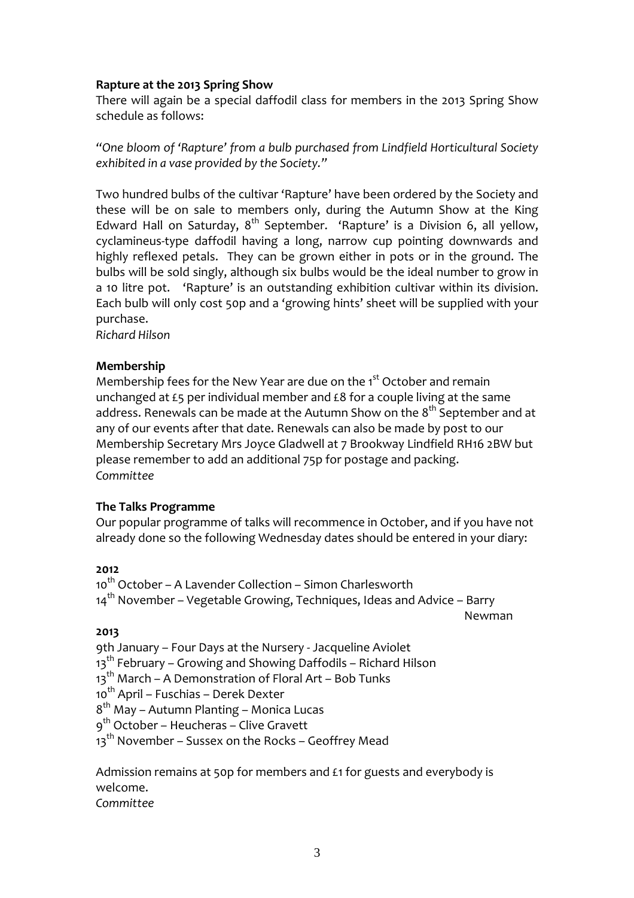**Rapture at the 2013 Spring Show**

There will again be a special daffodil class for members in the 2013 Spring Show schedule as follows:

*"One bloom of 'Rapture' from a bulb purchased from Lindfield Horticultural Society exhibited in a vase provided by the Society."*

Two hundred bulbs of the cultivar 'Rapture' have been ordered by the Society and these will be on sale to members only, during the Autumn Show at the King Edward Hall on Saturday, 8th September. 'Rapture' is a Division 6, all yellow, cyclamineus-type daffodil having a long, narrow cup pointing downwards and highly reflexed petals. They can be grown either in pots or in the ground. The bulbs will be sold singly, although six bulbs would be the ideal number to grow in a 10 litre pot. 'Rapture' is an outstanding exhibition cultivar within its division. Each bulb will only cost 50p and a 'growing hints' sheet will be supplied with your purchase.

*Richard Hilson*

**Membership**

Membership fees for the New Year are due on the 1st October and remain unchanged at £5 per individual member and £8 for a couple living at the same address. Renewals can be made at the Autumn Show on the 8th September and at any of our events after that date. Renewals can also be made by post to our Membership Secretary Mrs Joyce Gladwell at 7 Brookway Lindfield RH16 2BW but please remember to add an additional 75p for postage and packing.

*Committee*

**The Talks Programme**

Our popular programme of talks will recommence in October, and if you have not already done so the following Wednesday dates should be entered in your diary:

**2012**

10th October – A Lavender Collection – Simon Charlesworth
14th November – Vegetable Growing, Techniques, Ideas and Advice – Barry Newman

**2013**

9th January – Four Days at the Nursery - Jacqueline Aviolet
13th February – Growing and Showing Daffodils – Richard Hilson
13th March – A Demonstration of Floral Art – Bob Tunks
10th April – Fuschias – Derek Dexter
8th May – Autumn Planting – Monica Lucas
9th October – Heucheras – Clive Gravett
13th November – Sussex on the Rocks – Geoffrey Mead

Admission remains at 50p for members and £1 for guests and everybody is welcome.

*Committee*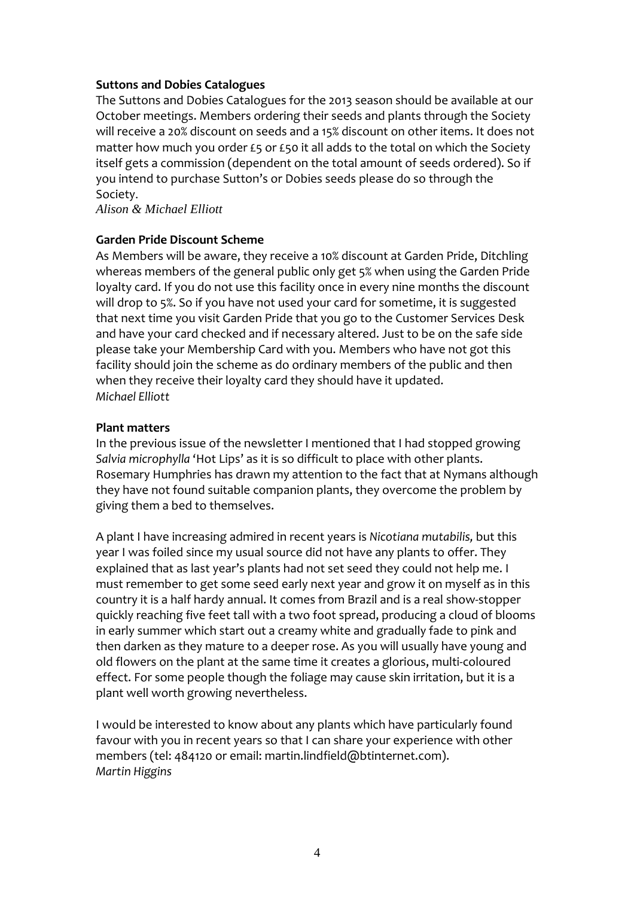**Suttons and Dobies Catalogues**

The Suttons and Dobies Catalogues for the 2013 season should be available at our October meetings. Members ordering their seeds and plants through the Society will receive a 20% discount on seeds and a 15% discount on other items. It does not matter how much you order £5 or £50 it all adds to the total on which the Society itself gets a commission (dependent on the total amount of seeds ordered). So if you intend to purchase Sutton's or Dobies seeds please do so through the Society.

*Alison & Michael Elliott*

**Garden Pride Discount Scheme**

As Members will be aware, they receive a 10% discount at Garden Pride, Ditchling whereas members of the general public only get 5% when using the Garden Pride loyalty card. If you do not use this facility once in every nine months the discount will drop to 5%. So if you have not used your card for sometime, it is suggested that next time you visit Garden Pride that you go to the Customer Services Desk and have your card checked and if necessary altered. Just to be on the safe side please take your Membership Card with you. Members who have not got this facility should join the scheme as do ordinary members of the public and then when they receive their loyalty card they should have it updated.

*Michael Elliott*

**Plant matters**

In the previous issue of the newsletter I mentioned that I had stopped growing *Salvia microphylla* 'Hot Lips' as it is so difficult to place with other plants. Rosemary Humphries has drawn my attention to the fact that at Nymans although they have not found suitable companion plants, they overcome the problem by giving them a bed to themselves.

A plant I have increasing admired in recent years is *Nicotiana mutabilis,* but this year I was foiled since my usual source did not have any plants to offer. They explained that as last year's plants had not set seed they could not help me. I must remember to get some seed early next year and grow it on myself as in this country it is a half hardy annual. It comes from Brazil and is a real show-stopper quickly reaching five feet tall with a two foot spread, producing a cloud of blooms in early summer which start out a creamy white and gradually fade to pink and then darken as they mature to a deeper rose. As you will usually have young and old flowers on the plant at the same time it creates a glorious, multi-coloured effect. For some people though the foliage may cause skin irritation, but it is a plant well worth growing nevertheless.

I would be interested to know about any plants which have particularly found favour with you in recent years so that I can share your experience with other members (tel: 484120 or email: martin.lindfield@btinternet.com).

*Martin Higgins*